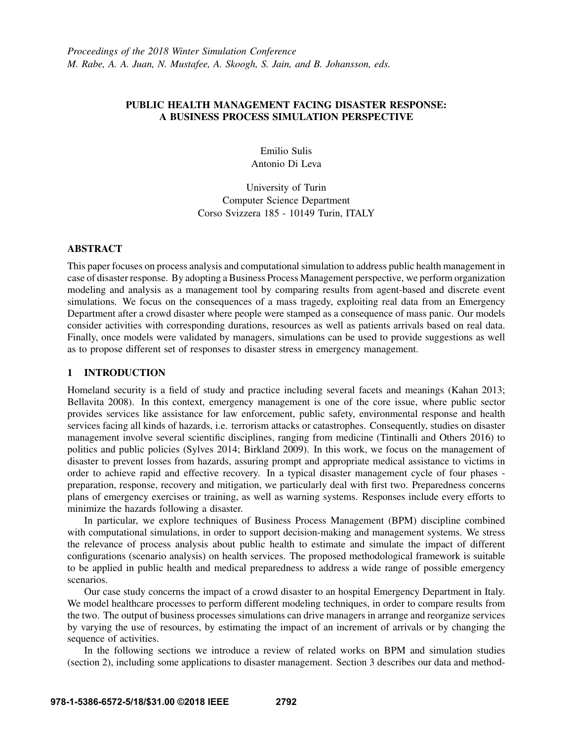*Proceedings of the 2018 Winter Simulation Conference*
*M. Rabe, A. A. Juan, N. Mustafee, A. Skoogh, S. Jain, and B. Johansson, eds.*

# PUBLIC HEALTH MANAGEMENT FACING DISASTER RESPONSE: A BUSINESS PROCESS SIMULATION PERSPECTIVE

Emilio Sulis
Antonio Di Leva

University of Turin
Computer Science Department
Corso Svizzera 185 - 10149 Turin, ITALY

## ABSTRACT

This paper focuses on process analysis and computational simulation to address public health management in case of disaster response. By adopting a Business Process Management perspective, we perform organization modeling and analysis as a management tool by comparing results from agent-based and discrete event simulations. We focus on the consequences of a mass tragedy, exploiting real data from an Emergency Department after a crowd disaster where people were stamped as a consequence of mass panic. Our models consider activities with corresponding durations, resources as well as patients arrivals based on real data. Finally, once models were validated by managers, simulations can be used to provide suggestions as well as to propose different set of responses to disaster stress in emergency management.

## 1 INTRODUCTION

Homeland security is a field of study and practice including several facets and meanings (Kahan 2013; Bellavita 2008). In this context, emergency management is one of the core issue, where public sector provides services like assistance for law enforcement, public safety, environmental response and health services facing all kinds of hazards, i.e. terrorism attacks or catastrophes. Consequently, studies on disaster management involve several scientific disciplines, ranging from medicine (Tintinalli and Others 2016) to politics and public policies (Sylves 2014; Birkland 2009). In this work, we focus on the management of disaster to prevent losses from hazards, assuring prompt and appropriate medical assistance to victims in order to achieve rapid and effective recovery. In a typical disaster management cycle of four phases - preparation, response, recovery and mitigation, we particularly deal with first two. Preparedness concerns plans of emergency exercises or training, as well as warning systems. Responses include every efforts to minimize the hazards following a disaster.

In particular, we explore techniques of Business Process Management (BPM) discipline combined with computational simulations, in order to support decision-making and management systems. We stress the relevance of process analysis about public health to estimate and simulate the impact of different configurations (scenario analysis) on health services. The proposed methodological framework is suitable to be applied in public health and medical preparedness to address a wide range of possible emergency scenarios.

Our case study concerns the impact of a crowd disaster to an hospital Emergency Department in Italy. We model healthcare processes to perform different modeling techniques, in order to compare results from the two. The output of business processes simulations can drive managers in arrange and reorganize services by varying the use of resources, by estimating the impact of an increment of arrivals or by changing the sequence of activities.

In the following sections we introduce a review of related works on BPM and simulation studies (section 2), including some applications to disaster management. Section 3 describes our data and method-

978-1-5386-6572-5/18/$31.00 ©2018 IEEE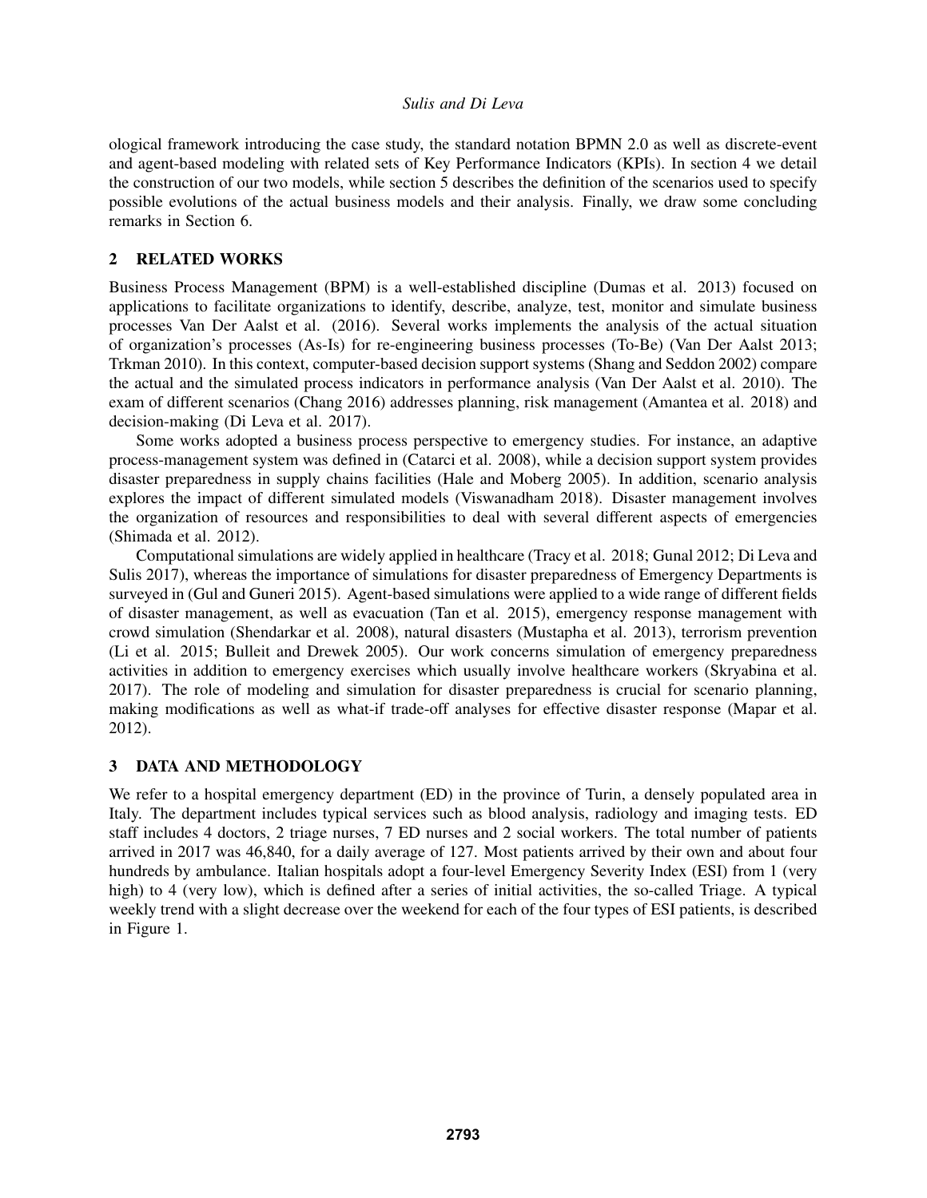ological framework introducing the case study, the standard notation BPMN 2.0 as well as discrete-event and agent-based modeling with related sets of Key Performance Indicators (KPIs). In section 4 we detail the construction of our two models, while section 5 describes the definition of the scenarios used to specify possible evolutions of the actual business models and their analysis. Finally, we draw some concluding remarks in Section 6.

## 2 RELATED WORKS

Business Process Management (BPM) is a well-established discipline (Dumas et al. 2013) focused on applications to facilitate organizations to identify, describe, analyze, test, monitor and simulate business processes Van Der Aalst et al. (2016). Several works implements the analysis of the actual situation of organization's processes (As-Is) for re-engineering business processes (To-Be) (Van Der Aalst 2013; Trkman 2010). In this context, computer-based decision support systems (Shang and Seddon 2002) compare the actual and the simulated process indicators in performance analysis (Van Der Aalst et al. 2010). The exam of different scenarios (Chang 2016) addresses planning, risk management (Amantea et al. 2018) and decision-making (Di Leva et al. 2017).

Some works adopted a business process perspective to emergency studies. For instance, an adaptive process-management system was defined in (Catarci et al. 2008), while a decision support system provides disaster preparedness in supply chains facilities (Hale and Moberg 2005). In addition, scenario analysis explores the impact of different simulated models (Viswanadham 2018). Disaster management involves the organization of resources and responsibilities to deal with several different aspects of emergencies (Shimada et al. 2012).

Computational simulations are widely applied in healthcare (Tracy et al. 2018; Gunal 2012; Di Leva and Sulis 2017), whereas the importance of simulations for disaster preparedness of Emergency Departments is surveyed in (Gul and Guneri 2015). Agent-based simulations were applied to a wide range of different fields of disaster management, as well as evacuation (Tan et al. 2015), emergency response management with crowd simulation (Shendarkar et al. 2008), natural disasters (Mustapha et al. 2013), terrorism prevention (Li et al. 2015; Bulleit and Drewek 2005). Our work concerns simulation of emergency preparedness activities in addition to emergency exercises which usually involve healthcare workers (Skryabina et al. 2017). The role of modeling and simulation for disaster preparedness is crucial for scenario planning, making modifications as well as what-if trade-off analyses for effective disaster response (Mapar et al. 2012).

## 3 DATA AND METHODOLOGY

We refer to a hospital emergency department (ED) in the province of Turin, a densely populated area in Italy. The department includes typical services such as blood analysis, radiology and imaging tests. ED staff includes 4 doctors, 2 triage nurses, 7 ED nurses and 2 social workers. The total number of patients arrived in 2017 was 46,840, for a daily average of 127. Most patients arrived by their own and about four hundreds by ambulance. Italian hospitals adopt a four-level Emergency Severity Index (ESI) from 1 (very high) to 4 (very low), which is defined after a series of initial activities, the so-called Triage. A typical weekly trend with a slight decrease over the weekend for each of the four types of ESI patients, is described in Figure 1.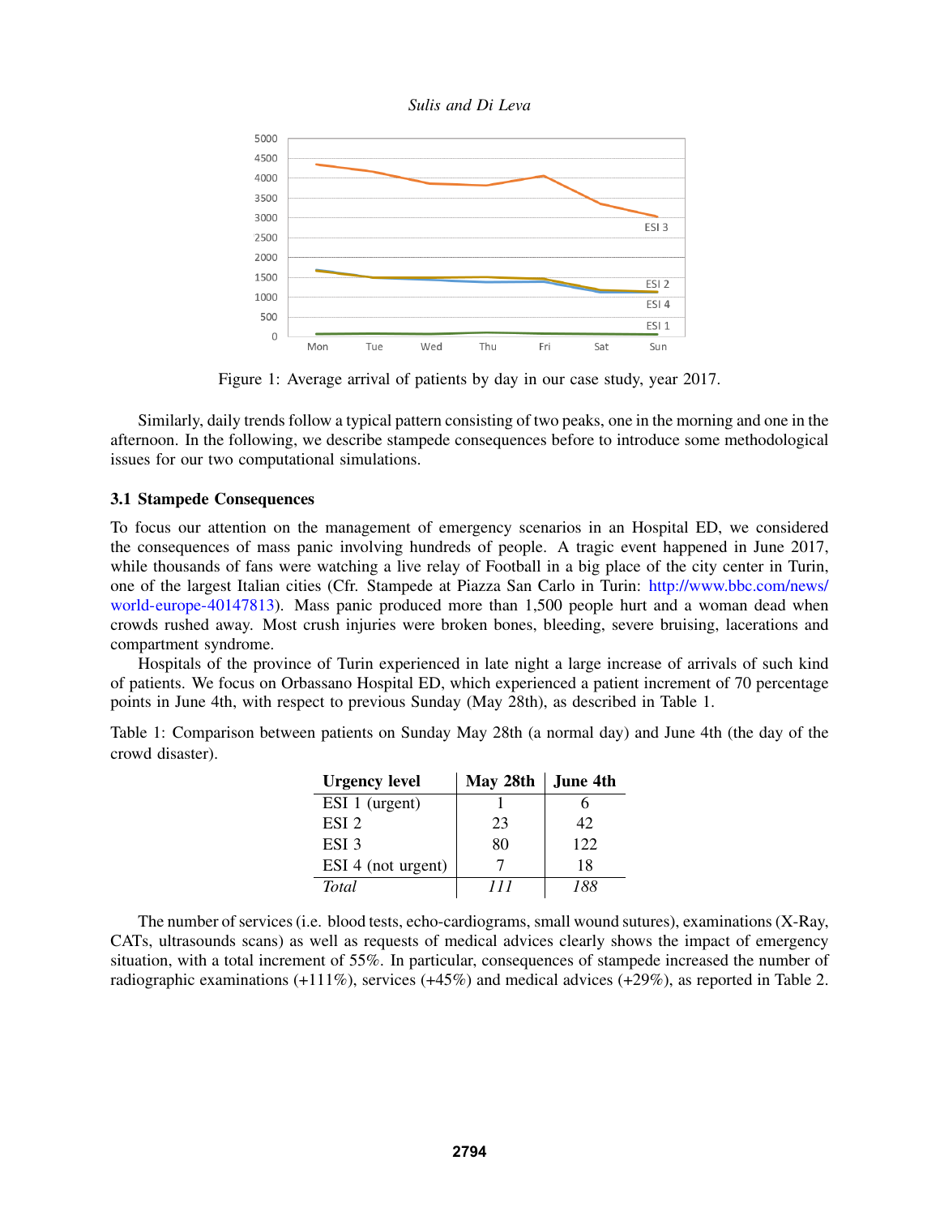Figure 1: Average arrival of patients by day in our case study, year 2017.

Similarly, daily trends follow a typical pattern consisting of two peaks, one in the morning and one in the afternoon. In the following, we describe stampede consequences before to introduce some methodological issues for our two computational simulations.

### 3.1 Stampede Consequences

To focus our attention on the management of emergency scenarios in an Hospital ED, we considered the consequences of mass panic involving hundreds of people. A tragic event happened in June 2017, while thousands of fans were watching a live relay of Football in a big place of the city center in Turin, one of the largest Italian cities (Cfr. Stampede at Piazza San Carlo in Turin: http://www.bbc.com/news/world-europe-40147813). Mass panic produced more than 1,500 people hurt and a woman dead when crowds rushed away. Most crush injuries were broken bones, bleeding, severe bruising, lacerations and compartment syndrome.

Hospitals of the province of Turin experienced in late night a large increase of arrivals of such kind of patients. We focus on Orbassano Hospital ED, which experienced a patient increment of 70 percentage points in June 4th, with respect to previous Sunday (May 28th), as described in Table 1.

Table 1: Comparison between patients on Sunday May 28th (a normal day) and June 4th (the day of the crowd disaster).

| Urgency level | May 28th | June 4th |
|---|---|---|
| ESI 1 (urgent) | 1 | 6 |
| ESI 2 | 23 | 42 |
| ESI 3 | 80 | 122 |
| ESI 4 (not urgent) | 7 | 18 |
| *Total* | *111* | *188* |

The number of services (i.e. blood tests, echo-cardiograms, small wound sutures), examinations (X-Ray, CATs, ultrasounds scans) as well as requests of medical advices clearly shows the impact of emergency situation, with a total increment of 55%. In particular, consequences of stampede increased the number of radiographic examinations (+111%), services (+45%) and medical advices (+29%), as reported in Table 2.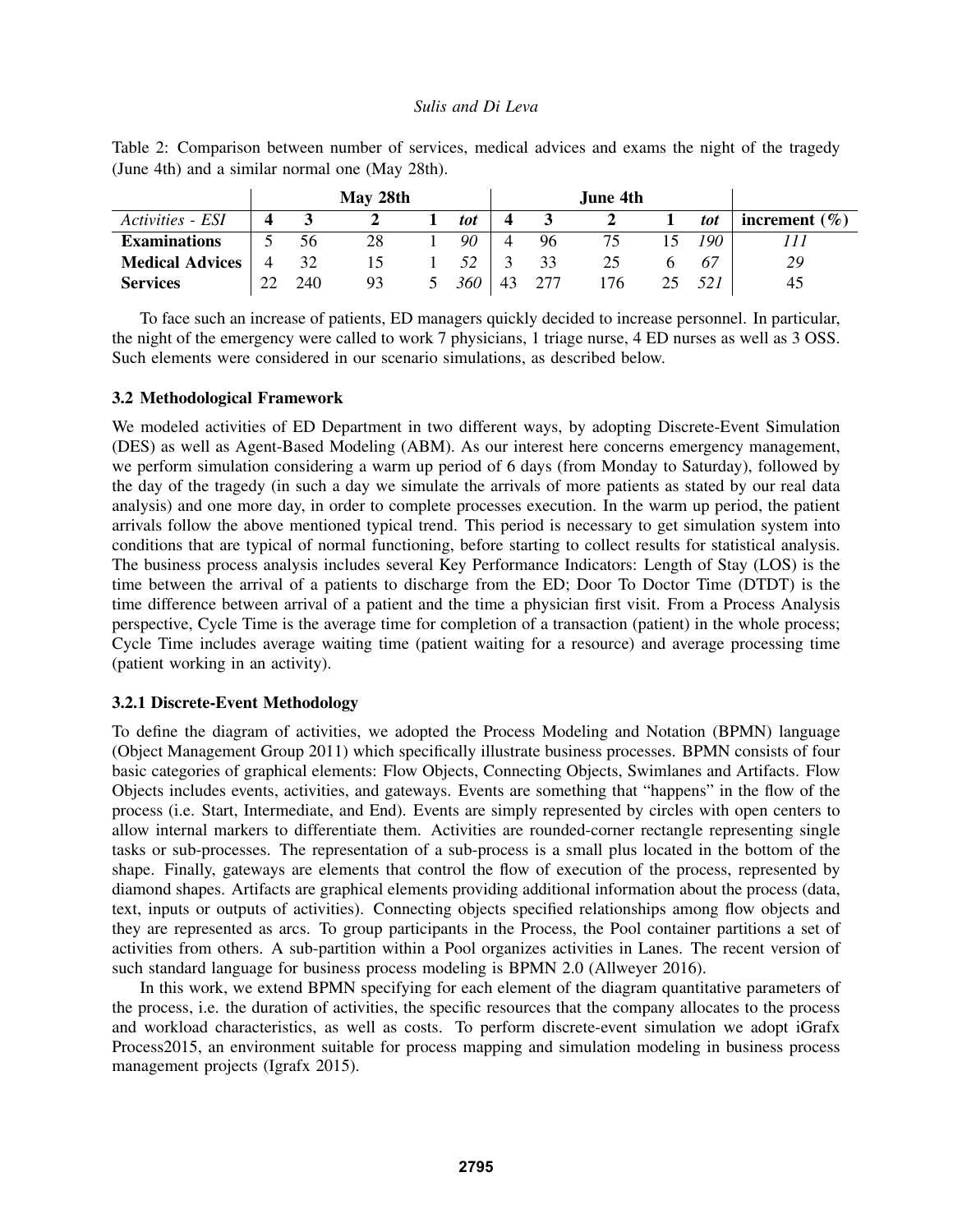Table 2: Comparison between number of services, medical advices and exams the night of the tragedy (June 4th) and a similar normal one (May 28th).

| | **May 28th** | | | | | **June 4th** | | | | | |
|---|---|---|---|---|---|---|---|---|---|---|---|
| *Activities - ESI* | **4** | **3** | **2** | **1** | ***tot*** | **4** | **3** | **2** | **1** | ***tot*** | **increment (%)** |
| **Examinations** | 5 | 56 | 28 | 1 | *90* | 4 | 96 | 75 | 15 | *190* | *111* |
| **Medical Advices** | 4 | 32 | 15 | 1 | *52* | 3 | 33 | 25 | 6 | *67* | *29* |
| **Services** | 22 | 240 | 93 | 5 | *360* | 43 | 277 | 176 | 25 | *521* | 45 |

To face such an increase of patients, ED managers quickly decided to increase personnel. In particular, the night of the emergency were called to work 7 physicians, 1 triage nurse, 4 ED nurses as well as 3 OSS. Such elements were considered in our scenario simulations, as described below.

### 3.2 Methodological Framework

We modeled activities of ED Department in two different ways, by adopting Discrete-Event Simulation (DES) as well as Agent-Based Modeling (ABM). As our interest here concerns emergency management, we perform simulation considering a warm up period of 6 days (from Monday to Saturday), followed by the day of the tragedy (in such a day we simulate the arrivals of more patients as stated by our real data analysis) and one more day, in order to complete processes execution. In the warm up period, the patient arrivals follow the above mentioned typical trend. This period is necessary to get simulation system into conditions that are typical of normal functioning, before starting to collect results for statistical analysis. The business process analysis includes several Key Performance Indicators: Length of Stay (LOS) is the time between the arrival of a patients to discharge from the ED; Door To Doctor Time (DTDT) is the time difference between arrival of a patient and the time a physician first visit. From a Process Analysis perspective, Cycle Time is the average time for completion of a transaction (patient) in the whole process; Cycle Time includes average waiting time (patient waiting for a resource) and average processing time (patient working in an activity).

#### 3.2.1 Discrete-Event Methodology

To define the diagram of activities, we adopted the Process Modeling and Notation (BPMN) language (Object Management Group 2011) which specifically illustrate business processes. BPMN consists of four basic categories of graphical elements: Flow Objects, Connecting Objects, Swimlanes and Artifacts. Flow Objects includes events, activities, and gateways. Events are something that "happens" in the flow of the process (i.e. Start, Intermediate, and End). Events are simply represented by circles with open centers to allow internal markers to differentiate them. Activities are rounded-corner rectangle representing single tasks or sub-processes. The representation of a sub-process is a small plus located in the bottom of the shape. Finally, gateways are elements that control the flow of execution of the process, represented by diamond shapes. Artifacts are graphical elements providing additional information about the process (data, text, inputs or outputs of activities). Connecting objects specified relationships among flow objects and they are represented as arcs. To group participants in the Process, the Pool container partitions a set of activities from others. A sub-partition within a Pool organizes activities in Lanes. The recent version of such standard language for business process modeling is BPMN 2.0 (Allweyer 2016).

In this work, we extend BPMN specifying for each element of the diagram quantitative parameters of the process, i.e. the duration of activities, the specific resources that the company allocates to the process and workload characteristics, as well as costs. To perform discrete-event simulation we adopt iGrafx Process2015, an environment suitable for process mapping and simulation modeling in business process management projects (Igrafx 2015).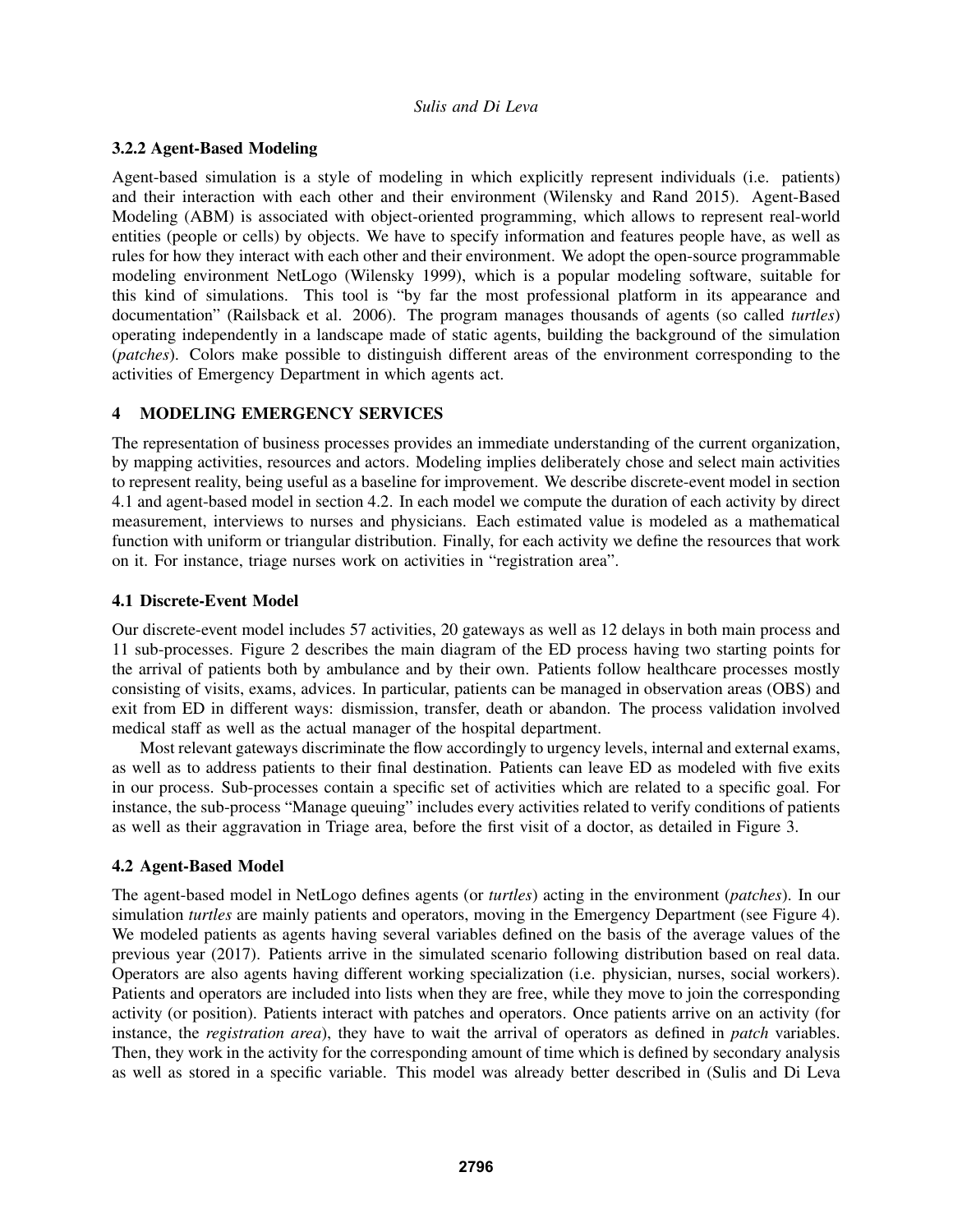### 3.2.2 Agent-Based Modeling

Agent-based simulation is a style of modeling in which explicitly represent individuals (i.e. patients) and their interaction with each other and their environment (Wilensky and Rand 2015). Agent-Based Modeling (ABM) is associated with object-oriented programming, which allows to represent real-world entities (people or cells) by objects. We have to specify information and features people have, as well as rules for how they interact with each other and their environment. We adopt the open-source programmable modeling environment NetLogo (Wilensky 1999), which is a popular modeling software, suitable for this kind of simulations. This tool is "by far the most professional platform in its appearance and documentation" (Railsback et al. 2006). The program manages thousands of agents (so called *turtles*) operating independently in a landscape made of static agents, building the background of the simulation (*patches*). Colors make possible to distinguish different areas of the environment corresponding to the activities of Emergency Department in which agents act.

## 4 MODELING EMERGENCY SERVICES

The representation of business processes provides an immediate understanding of the current organization, by mapping activities, resources and actors. Modeling implies deliberately chose and select main activities to represent reality, being useful as a baseline for improvement. We describe discrete-event model in section 4.1 and agent-based model in section 4.2. In each model we compute the duration of each activity by direct measurement, interviews to nurses and physicians. Each estimated value is modeled as a mathematical function with uniform or triangular distribution. Finally, for each activity we define the resources that work on it. For instance, triage nurses work on activities in "registration area".

### 4.1 Discrete-Event Model

Our discrete-event model includes 57 activities, 20 gateways as well as 12 delays in both main process and 11 sub-processes. Figure 2 describes the main diagram of the ED process having two starting points for the arrival of patients both by ambulance and by their own. Patients follow healthcare processes mostly consisting of visits, exams, advices. In particular, patients can be managed in observation areas (OBS) and exit from ED in different ways: dismission, transfer, death or abandon. The process validation involved medical staff as well as the actual manager of the hospital department.

Most relevant gateways discriminate the flow accordingly to urgency levels, internal and external exams, as well as to address patients to their final destination. Patients can leave ED as modeled with five exits in our process. Sub-processes contain a specific set of activities which are related to a specific goal. For instance, the sub-process "Manage queuing" includes every activities related to verify conditions of patients as well as their aggravation in Triage area, before the first visit of a doctor, as detailed in Figure 3.

### 4.2 Agent-Based Model

The agent-based model in NetLogo defines agents (or *turtles*) acting in the environment (*patches*). In our simulation *turtles* are mainly patients and operators, moving in the Emergency Department (see Figure 4). We modeled patients as agents having several variables defined on the basis of the average values of the previous year (2017). Patients arrive in the simulated scenario following distribution based on real data. Operators are also agents having different working specialization (i.e. physician, nurses, social workers). Patients and operators are included into lists when they are free, while they move to join the corresponding activity (or position). Patients interact with patches and operators. Once patients arrive on an activity (for instance, the *registration area*), they have to wait the arrival of operators as defined in *patch* variables. Then, they work in the activity for the corresponding amount of time which is defined by secondary analysis as well as stored in a specific variable. This model was already better described in (Sulis and Di Leva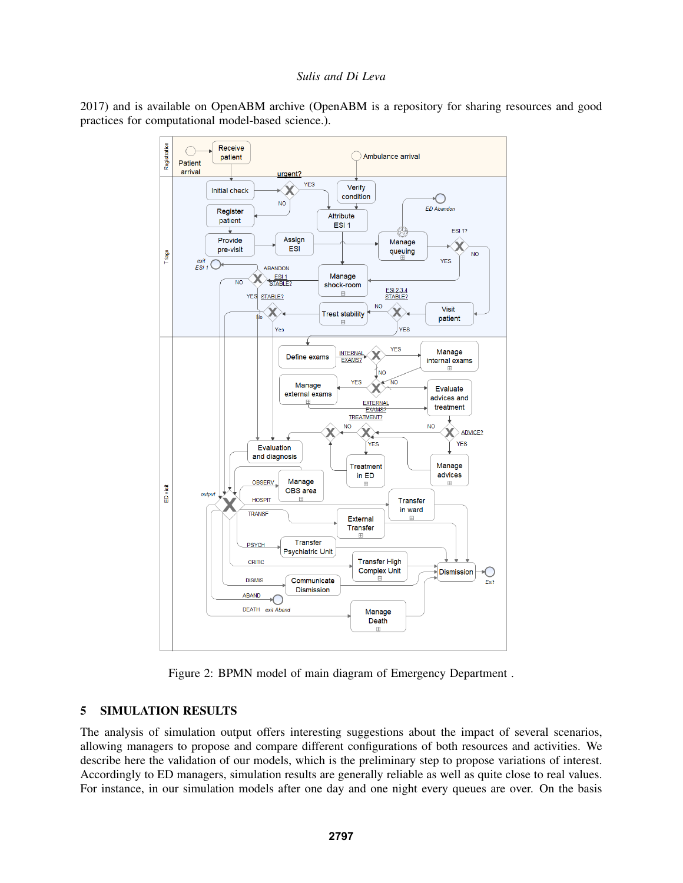2017) and is available on OpenABM archive (OpenABM is a repository for sharing resources and good practices for computational model-based science.).

Figure 2: BPMN model of main diagram of Emergency Department .

## 5 SIMULATION RESULTS

The analysis of simulation output offers interesting suggestions about the impact of several scenarios, allowing managers to propose and compare different configurations of both resources and activities. We describe here the validation of our models, which is the preliminary step to propose variations of interest. Accordingly to ED managers, simulation results are generally reliable as well as quite close to real values. For instance, in our simulation models after one day and one night every queues are over. On the basis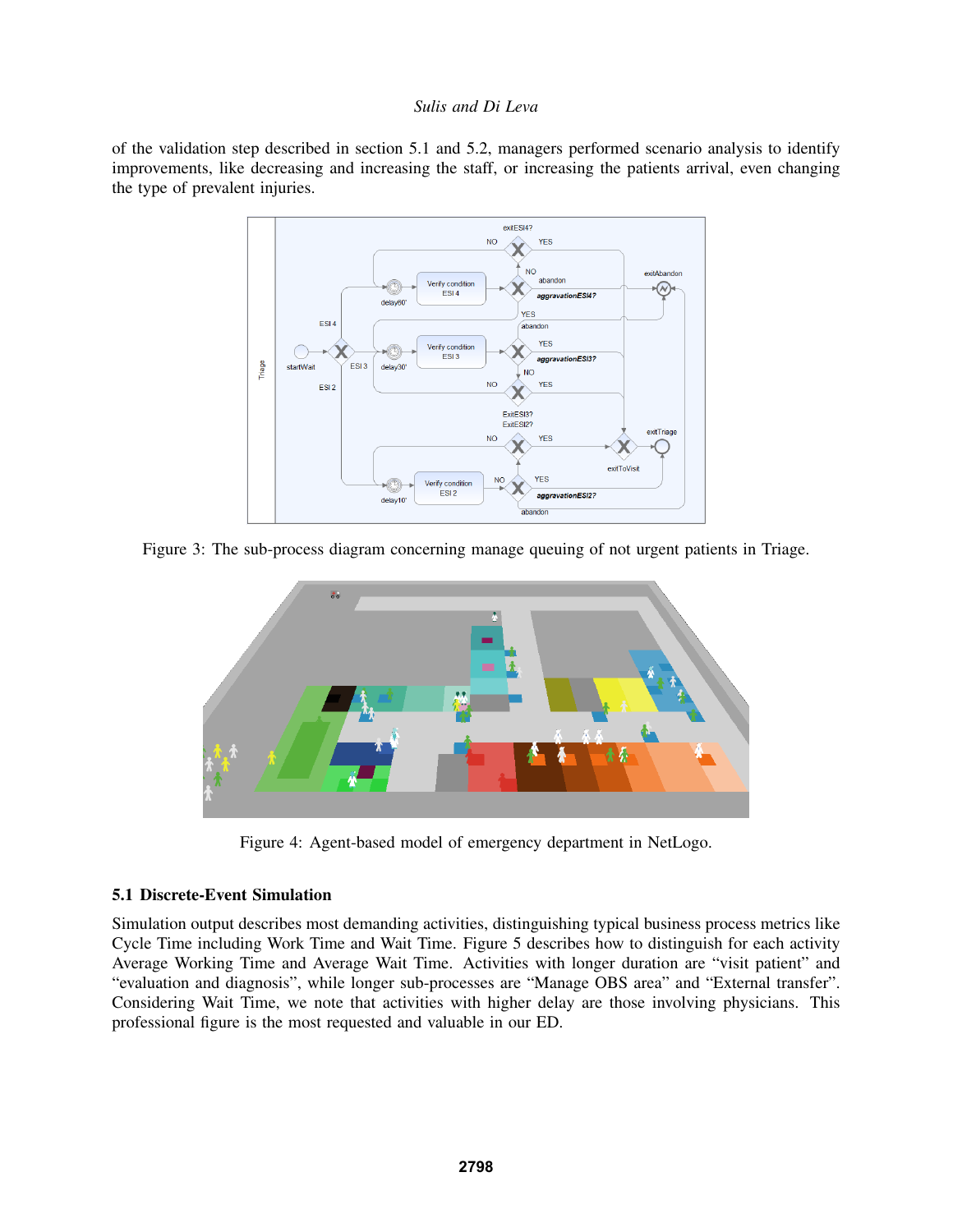of the validation step described in section 5.1 and 5.2, managers performed scenario analysis to identify improvements, like decreasing and increasing the staff, or increasing the patients arrival, even changing the type of prevalent injuries.

Figure 3: The sub-process diagram concerning manage queuing of not urgent patients in Triage.

Figure 4: Agent-based model of emergency department in NetLogo.

### 5.1 Discrete-Event Simulation

Simulation output describes most demanding activities, distinguishing typical business process metrics like Cycle Time including Work Time and Wait Time. Figure 5 describes how to distinguish for each activity Average Working Time and Average Wait Time. Activities with longer duration are "visit patient" and "evaluation and diagnosis", while longer sub-processes are "Manage OBS area" and "External transfer". Considering Wait Time, we note that activities with higher delay are those involving physicians. This professional figure is the most requested and valuable in our ED.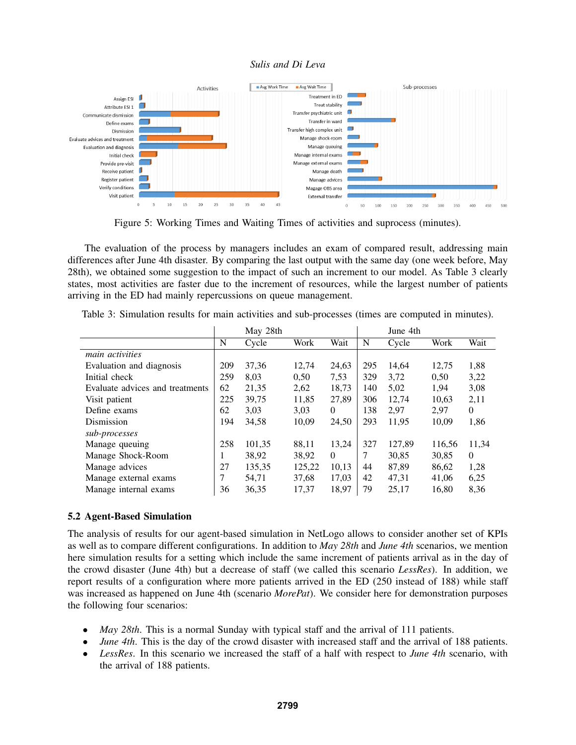Figure 5: Working Times and Waiting Times of activities and suprocess (minutes).

The evaluation of the process by managers includes an exam of compared result, addressing main differences after June 4th disaster. By comparing the last output with the same day (one week before, May 28th), we obtained some suggestion to the impact of such an increment to our model. As Table 3 clearly states, most activities are faster due to the increment of resources, while the largest number of patients arriving in the ED had mainly repercussions on queue management.

Table 3: Simulation results for main activities and sub-processes (times are computed in minutes).

| | May 28th | | | | June 4th | | | |
|---|---|---|---|---|---|---|---|---|
| | N | Cycle | Work | Wait | N | Cycle | Work | Wait |
| *main activities* | | | | | | | | |
| Evaluation and diagnosis | 209 | 37,36 | 12,74 | 24,63 | 295 | 14,64 | 12,75 | 1,88 |
| Initial check | 259 | 8,03 | 0,50 | 7,53 | 329 | 3,72 | 0,50 | 3,22 |
| Evaluate advices and treatments | 62 | 21,35 | 2,62 | 18,73 | 140 | 5,02 | 1,94 | 3,08 |
| Visit patient | 225 | 39,75 | 11,85 | 27,89 | 306 | 12,74 | 10,63 | 2,11 |
| Define exams | 62 | 3,03 | 3,03 | 0 | 138 | 2,97 | 2,97 | 0 |
| Dismission | 194 | 34,58 | 10,09 | 24,50 | 293 | 11,95 | 10,09 | 1,86 |
| *sub-processes* | | | | | | | | |
| Manage queuing | 258 | 101,35 | 88,11 | 13,24 | 327 | 127,89 | 116,56 | 11,34 |
| Manage Shock-Room | 1 | 38,92 | 38,92 | 0 | 7 | 30,85 | 30,85 | 0 |
| Manage advices | 27 | 135,35 | 125,22 | 10,13 | 44 | 87,89 | 86,62 | 1,28 |
| Manage external exams | 7 | 54,71 | 37,68 | 17,03 | 42 | 47,31 | 41,06 | 6,25 |
| Manage internal exams | 36 | 36,35 | 17,37 | 18,97 | 79 | 25,17 | 16,80 | 8,36 |

### 5.2 Agent-Based Simulation

The analysis of results for our agent-based simulation in NetLogo allows to consider another set of KPIs as well as to compare different configurations. In addition to *May 28th* and *June 4th* scenarios, we mention here simulation results for a setting which include the same increment of patients arrival as in the day of the crowd disaster (June 4th) but a decrease of staff (we called this scenario *LessRes*). In addition, we report results of a configuration where more patients arrived in the ED (250 instead of 188) while staff was increased as happened on June 4th (scenario *MorePat*). We consider here for demonstration purposes the following four scenarios:

- *May 28th*. This is a normal Sunday with typical staff and the arrival of 111 patients.
- *June 4th*. This is the day of the crowd disaster with increased staff and the arrival of 188 patients.
- *LessRes*. In this scenario we increased the staff of a half with respect to *June 4th* scenario, with the arrival of 188 patients.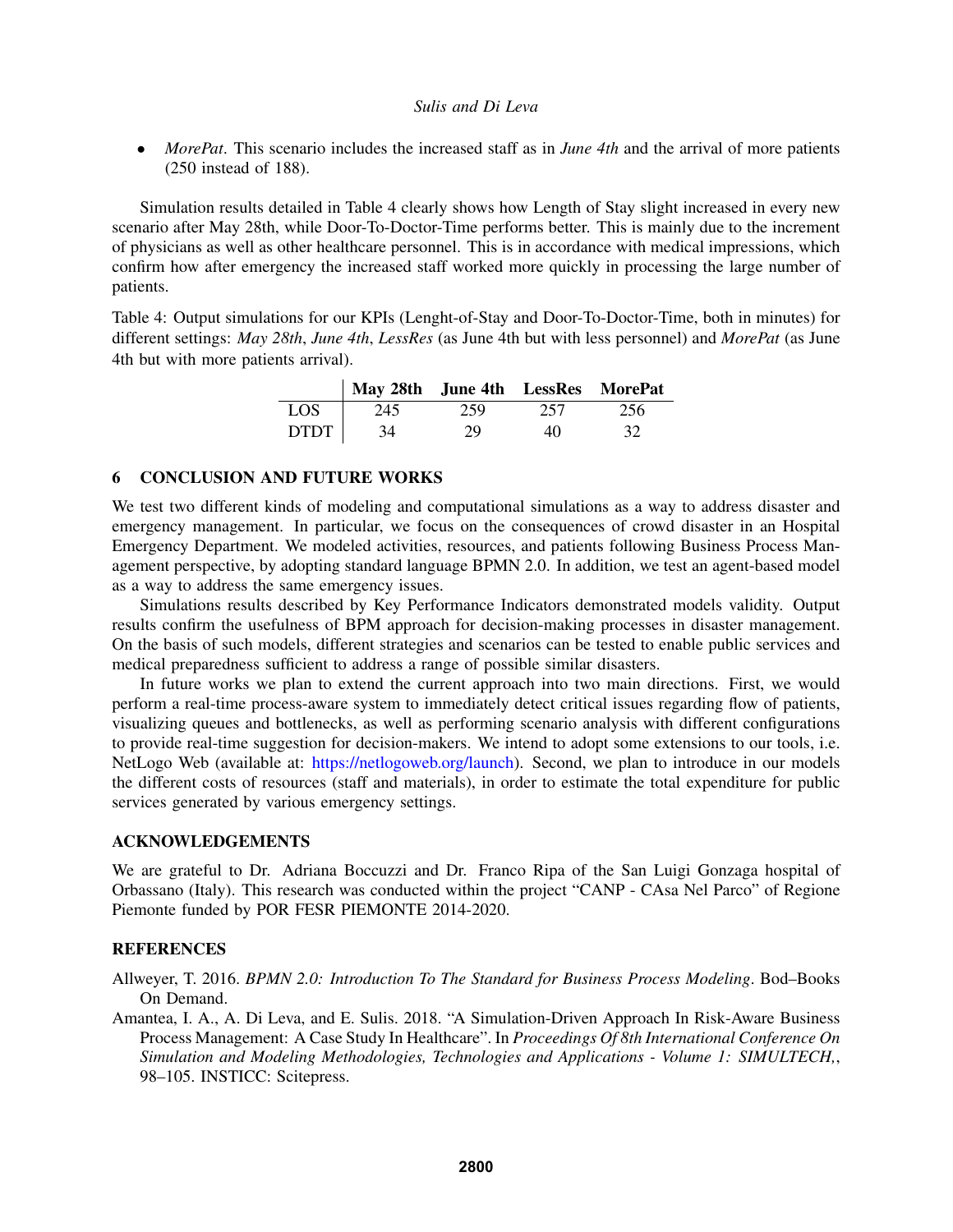- *MorePat*. This scenario includes the increased staff as in *June 4th* and the arrival of more patients (250 instead of 188).

Simulation results detailed in Table 4 clearly shows how Length of Stay slight increased in every new scenario after May 28th, while Door-To-Doctor-Time performs better. This is mainly due to the increment of physicians as well as other healthcare personnel. This is in accordance with medical impressions, which confirm how after emergency the increased staff worked more quickly in processing the large number of patients.

Table 4: Output simulations for our KPIs (Lenght-of-Stay and Door-To-Doctor-Time, both in minutes) for different settings: *May 28th*, *June 4th*, *LessRes* (as June 4th but with less personnel) and *MorePat* (as June 4th but with more patients arrival).

| | **May 28th** | **June 4th** | **LessRes** | **MorePat** |
|---|---|---|---|---|
| LOS | 245 | 259 | 257 | 256 |
| DTDT | 34 | 29 | 40 | 32 |

## 6 CONCLUSION AND FUTURE WORKS

We test two different kinds of modeling and computational simulations as a way to address disaster and emergency management. In particular, we focus on the consequences of crowd disaster in an Hospital Emergency Department. We modeled activities, resources, and patients following Business Process Management perspective, by adopting standard language BPMN 2.0. In addition, we test an agent-based model as a way to address the same emergency issues.

Simulations results described by Key Performance Indicators demonstrated models validity. Output results confirm the usefulness of BPM approach for decision-making processes in disaster management. On the basis of such models, different strategies and scenarios can be tested to enable public services and medical preparedness sufficient to address a range of possible similar disasters.

In future works we plan to extend the current approach into two main directions. First, we would perform a real-time process-aware system to immediately detect critical issues regarding flow of patients, visualizing queues and bottlenecks, as well as performing scenario analysis with different configurations to provide real-time suggestion for decision-makers. We intend to adopt some extensions to our tools, i.e. NetLogo Web (available at: https://netlogoweb.org/launch). Second, we plan to introduce in our models the different costs of resources (staff and materials), in order to estimate the total expenditure for public services generated by various emergency settings.

## ACKNOWLEDGEMENTS

We are grateful to Dr. Adriana Boccuzzi and Dr. Franco Ripa of the San Luigi Gonzaga hospital of Orbassano (Italy). This research was conducted within the project "CANP - CAsa Nel Parco" of Regione Piemonte funded by POR FESR PIEMONTE 2014-2020.

## REFERENCES

Allweyer, T. 2016. *BPMN 2.0: Introduction To The Standard for Business Process Modeling*. Bod–Books On Demand.

Amantea, I. A., A. Di Leva, and E. Sulis. 2018. "A Simulation-Driven Approach In Risk-Aware Business Process Management: A Case Study In Healthcare". In *Proceedings Of 8th International Conference On Simulation and Modeling Methodologies, Technologies and Applications - Volume 1: SIMULTECH,*, 98–105. INSTICC: Scitepress.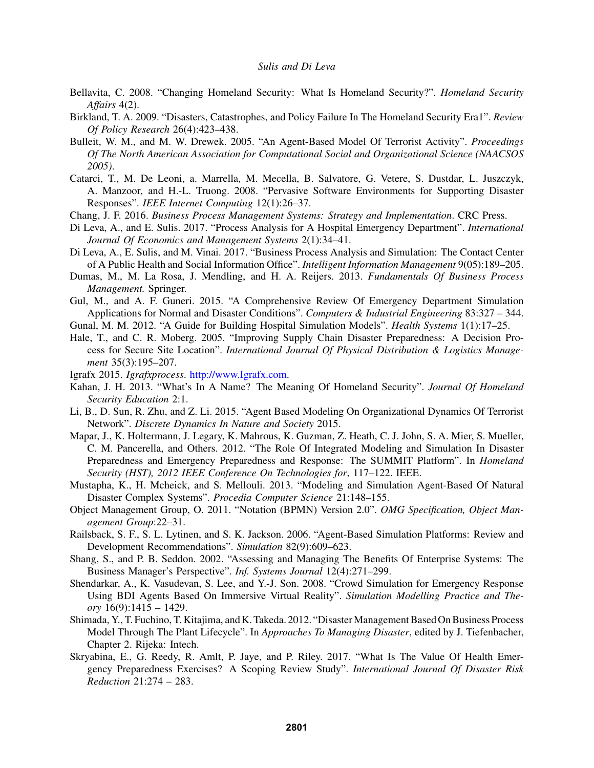Bellavita, C. 2008. "Changing Homeland Security: What Is Homeland Security?". *Homeland Security Affairs* 4(2).

Birkland, T. A. 2009. "Disasters, Catastrophes, and Policy Failure In The Homeland Security Era1". *Review Of Policy Research* 26(4):423–438.

Bulleit, W. M., and M. W. Drewek. 2005. "An Agent-Based Model Of Terrorist Activity". *Proceedings Of The North American Association for Computational Social and Organizational Science (NAACSOS 2005)*.

Catarci, T., M. De Leoni, a. Marrella, M. Mecella, B. Salvatore, G. Vetere, S. Dustdar, L. Juszczyk, A. Manzoor, and H.-L. Truong. 2008. "Pervasive Software Environments for Supporting Disaster Responses". *IEEE Internet Computing* 12(1):26–37.

Chang, J. F. 2016. *Business Process Management Systems: Strategy and Implementation*. CRC Press.

Di Leva, A., and E. Sulis. 2017. "Process Analysis for A Hospital Emergency Department". *International Journal Of Economics and Management Systems* 2(1):34–41.

Di Leva, A., E. Sulis, and M. Vinai. 2017. "Business Process Analysis and Simulation: The Contact Center of A Public Health and Social Information Office". *Intelligent Information Management* 9(05):189–205.

Dumas, M., M. La Rosa, J. Mendling, and H. A. Reijers. 2013. *Fundamentals Of Business Process Management.* Springer.

Gul, M., and A. F. Guneri. 2015. "A Comprehensive Review Of Emergency Department Simulation Applications for Normal and Disaster Conditions". *Computers & Industrial Engineering* 83:327 – 344.

Gunal, M. M. 2012. "A Guide for Building Hospital Simulation Models". *Health Systems* 1(1):17–25.

Hale, T., and C. R. Moberg. 2005. "Improving Supply Chain Disaster Preparedness: A Decision Process for Secure Site Location". *International Journal Of Physical Distribution & Logistics Management* 35(3):195–207.

Igrafx 2015. *Igrafxprocess*. http://www.Igrafx.com.

Kahan, J. H. 2013. "What's In A Name? The Meaning Of Homeland Security". *Journal Of Homeland Security Education* 2:1.

Li, B., D. Sun, R. Zhu, and Z. Li. 2015. "Agent Based Modeling On Organizational Dynamics Of Terrorist Network". *Discrete Dynamics In Nature and Society* 2015.

Mapar, J., K. Holtermann, J. Legary, K. Mahrous, K. Guzman, Z. Heath, C. J. John, S. A. Mier, S. Mueller, C. M. Pancerella, and Others. 2012. "The Role Of Integrated Modeling and Simulation In Disaster Preparedness and Emergency Preparedness and Response: The SUMMIT Platform". In *Homeland Security (HST), 2012 IEEE Conference On Technologies for*, 117–122. IEEE.

Mustapha, K., H. Mcheick, and S. Mellouli. 2013. "Modeling and Simulation Agent-Based Of Natural Disaster Complex Systems". *Procedia Computer Science* 21:148–155.

Object Management Group, O. 2011. "Notation (BPMN) Version 2.0". *OMG Specification, Object Management Group*:22–31.

Railsback, S. F., S. L. Lytinen, and S. K. Jackson. 2006. "Agent-Based Simulation Platforms: Review and Development Recommendations". *Simulation* 82(9):609–623.

Shang, S., and P. B. Seddon. 2002. "Assessing and Managing The Benefits Of Enterprise Systems: The Business Manager's Perspective". *Inf. Systems Journal* 12(4):271–299.

Shendarkar, A., K. Vasudevan, S. Lee, and Y.-J. Son. 2008. "Crowd Simulation for Emergency Response Using BDI Agents Based On Immersive Virtual Reality". *Simulation Modelling Practice and Theory* 16(9):1415 – 1429.

Shimada, Y., T. Fuchino, T. Kitajima, and K. Takeda. 2012. "Disaster Management Based On Business Process Model Through The Plant Lifecycle". In *Approaches To Managing Disaster*, edited by J. Tiefenbacher, Chapter 2. Rijeka: Intech.

Skryabina, E., G. Reedy, R. Amlt, P. Jaye, and P. Riley. 2017. "What Is The Value Of Health Emergency Preparedness Exercises? A Scoping Review Study". *International Journal Of Disaster Risk Reduction* 21:274 – 283.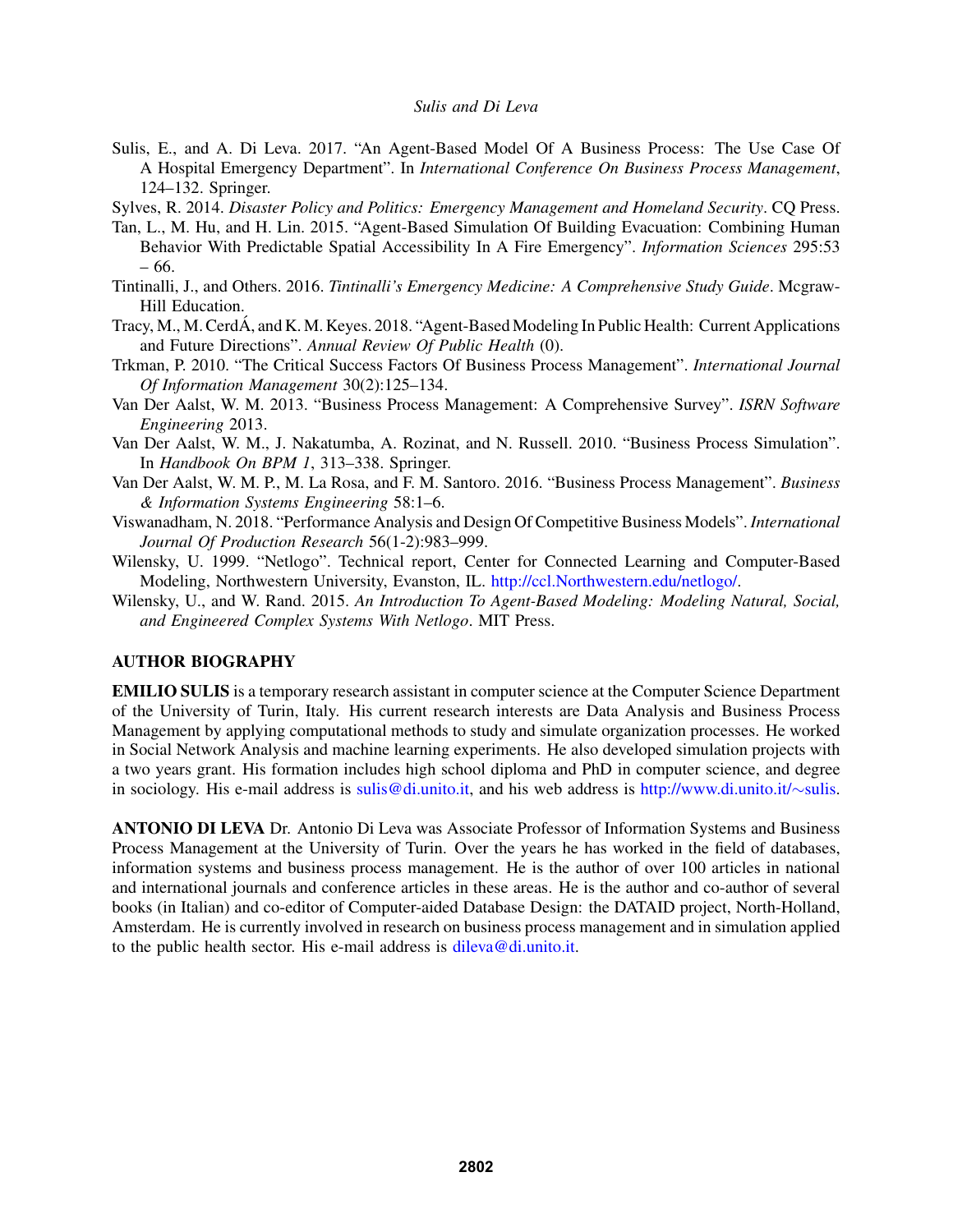Sulis, E., and A. Di Leva. 2017. "An Agent-Based Model Of A Business Process: The Use Case Of A Hospital Emergency Department". In *International Conference On Business Process Management*, 124–132. Springer.

Sylves, R. 2014. *Disaster Policy and Politics: Emergency Management and Homeland Security*. CQ Press.

Tan, L., M. Hu, and H. Lin. 2015. "Agent-Based Simulation Of Building Evacuation: Combining Human Behavior With Predictable Spatial Accessibility In A Fire Emergency". *Information Sciences* 295:53 – 66.

Tintinalli, J., and Others. 2016. *Tintinalli's Emergency Medicine: A Comprehensive Study Guide*. Mcgraw-Hill Education.

Tracy, M., M. CerdÁ, and K. M. Keyes. 2018. "Agent-Based Modeling In Public Health: Current Applications and Future Directions". *Annual Review Of Public Health* (0).

Trkman, P. 2010. "The Critical Success Factors Of Business Process Management". *International Journal Of Information Management* 30(2):125–134.

Van Der Aalst, W. M. 2013. "Business Process Management: A Comprehensive Survey". *ISRN Software Engineering* 2013.

Van Der Aalst, W. M., J. Nakatumba, A. Rozinat, and N. Russell. 2010. "Business Process Simulation". In *Handbook On BPM 1*, 313–338. Springer.

Van Der Aalst, W. M. P., M. La Rosa, and F. M. Santoro. 2016. "Business Process Management". *Business & Information Systems Engineering* 58:1–6.

Viswanadham, N. 2018. "Performance Analysis and Design Of Competitive Business Models". *International Journal Of Production Research* 56(1-2):983–999.

Wilensky, U. 1999. "Netlogo". Technical report, Center for Connected Learning and Computer-Based Modeling, Northwestern University, Evanston, IL. http://ccl.Northwestern.edu/netlogo/.

Wilensky, U., and W. Rand. 2015. *An Introduction To Agent-Based Modeling: Modeling Natural, Social, and Engineered Complex Systems With Netlogo*. MIT Press.

## AUTHOR BIOGRAPHY

**EMILIO SULIS** is a temporary research assistant in computer science at the Computer Science Department of the University of Turin, Italy. His current research interests are Data Analysis and Business Process Management by applying computational methods to study and simulate organization processes. He worked in Social Network Analysis and machine learning experiments. He also developed simulation projects with a two years grant. His formation includes high school diploma and PhD in computer science, and degree in sociology. His e-mail address is sulis@di.unito.it, and his web address is http://www.di.unito.it/∼sulis.

**ANTONIO DI LEVA** Dr. Antonio Di Leva was Associate Professor of Information Systems and Business Process Management at the University of Turin. Over the years he has worked in the field of databases, information systems and business process management. He is the author of over 100 articles in national and international journals and conference articles in these areas. He is the author and co-author of several books (in Italian) and co-editor of Computer-aided Database Design: the DATAID project, North-Holland, Amsterdam. He is currently involved in research on business process management and in simulation applied to the public health sector. His e-mail address is dileva@di.unito.it.